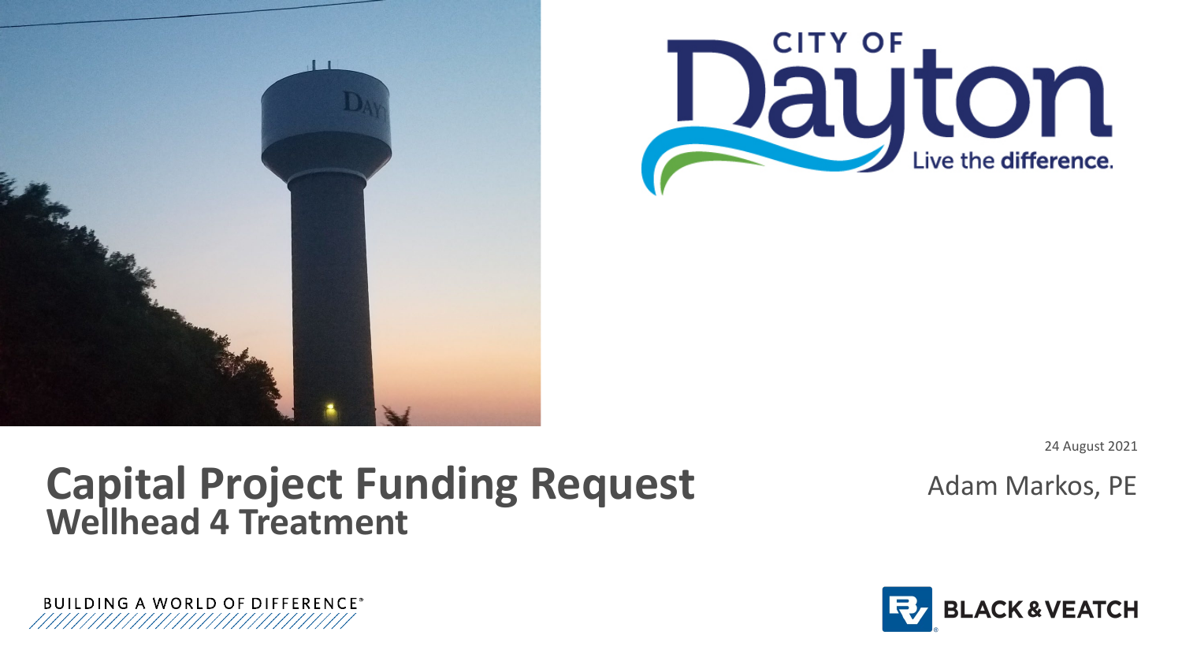# Capital Project Funding Request

## Wellhead 4 Treatment

24 August 2021

Adam Markos, PE

CITY OF Dayton — Live the difference.

BUILDING A WORLD OF DIFFERENCE®

BLACK & VEATCH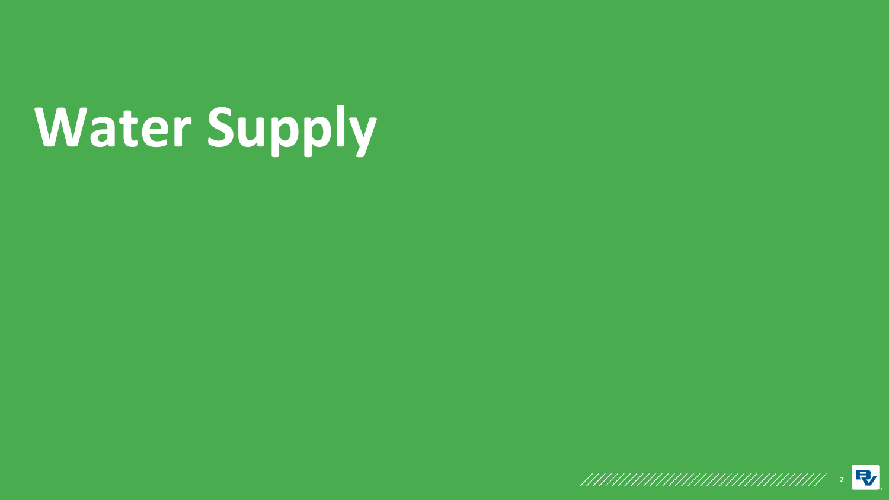# Water Supply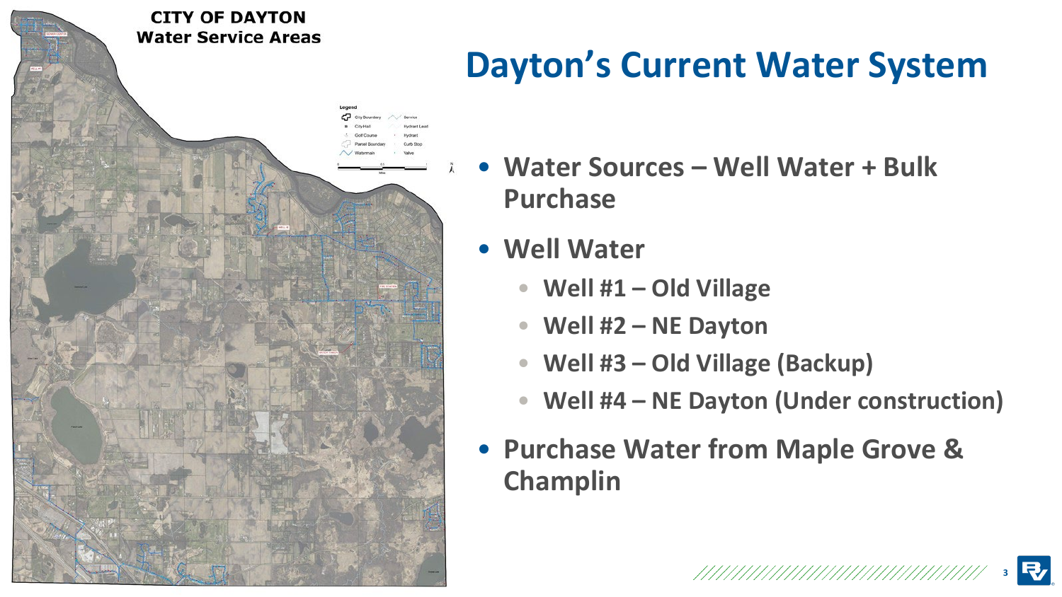**CITY OF DAYTON**
**Water Service Areas**

# Dayton's Current Water System

- **Water Sources – Well Water + Bulk Purchase**
- **Well Water**
  - **Well #1 – Old Village**
  - **Well #2 – NE Dayton**
  - **Well #3 – Old Village (Backup)**
  - **Well #4 – NE Dayton (Under construction)**
- **Purchase Water from Maple Grove & Champlin**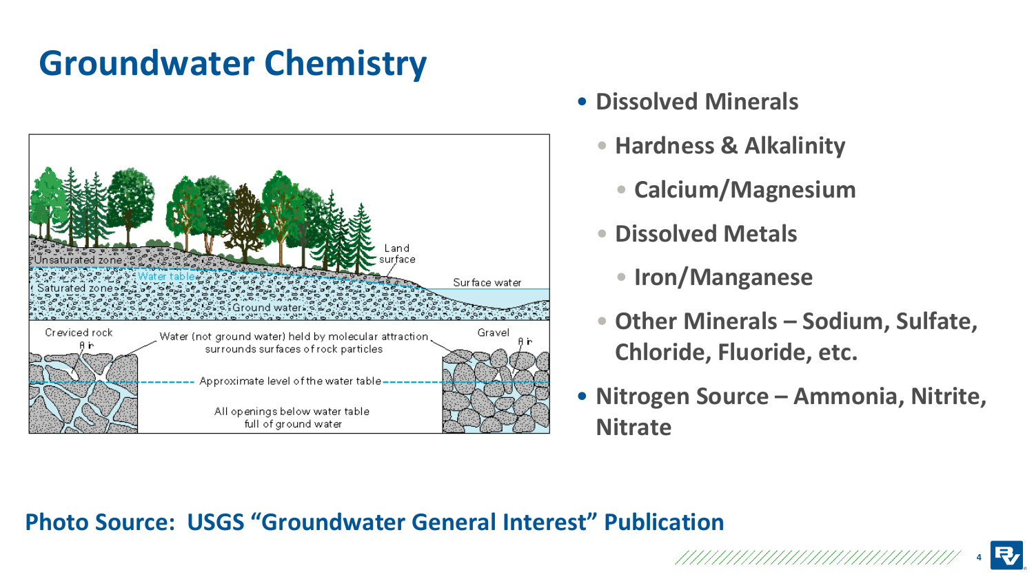# Groundwater Chemistry

- **Dissolved Minerals**
  - **Hardness & Alkalinity**
    - **Calcium/Magnesium**
  - **Dissolved Metals**
    - **Iron/Manganese**
  - **Other Minerals – Sodium, Sulfate, Chloride, Fluoride, etc.**
- **Nitrogen Source – Ammonia, Nitrite, Nitrate**

**Photo Source: USGS "Groundwater General Interest" Publication**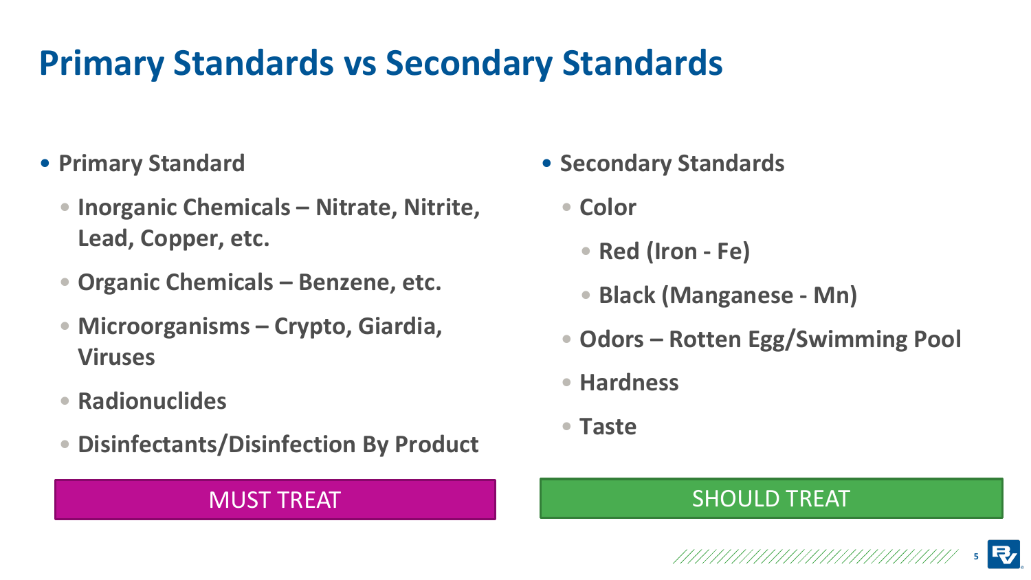# Primary Standards vs Secondary Standards

- **Primary Standard**
  - **Inorganic Chemicals – Nitrate, Nitrite, Lead, Copper, etc.**
  - **Organic Chemicals – Benzene, etc.**
  - **Microorganisms – Crypto, Giardia, Viruses**
  - **Radionuclides**
  - **Disinfectants/Disinfection By Product**

MUST TREAT

- **Secondary Standards**
  - **Color**
    - **Red (Iron - Fe)**
    - **Black (Manganese - Mn)**
  - **Odors – Rotten Egg/Swimming Pool**
  - **Hardness**
  - **Taste**

SHOULD TREAT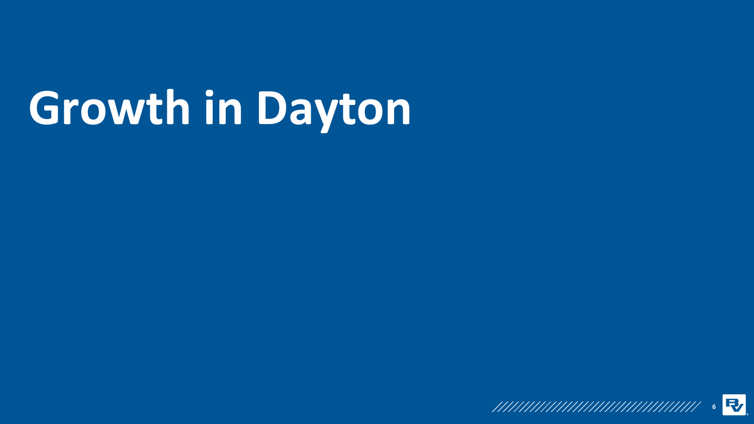# Growth in Dayton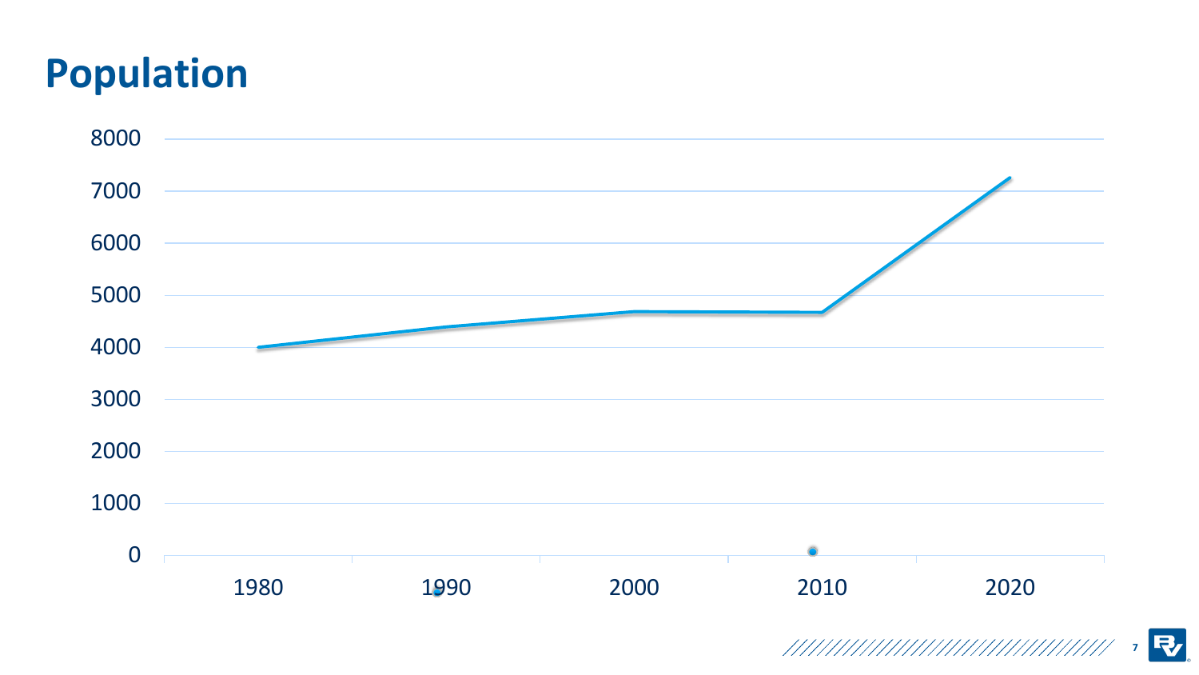# Population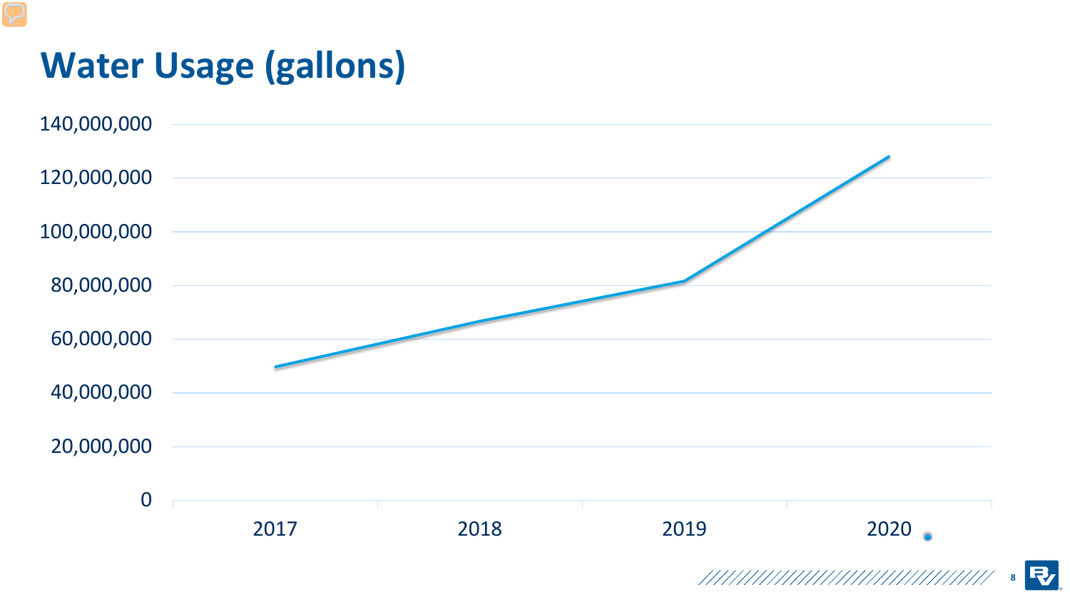# Water Usage (gallons)

140,000,000
120,000,000
100,000,000
80,000,000
60,000,000
40,000,000
20,000,000
0

2017 2018 2019 2020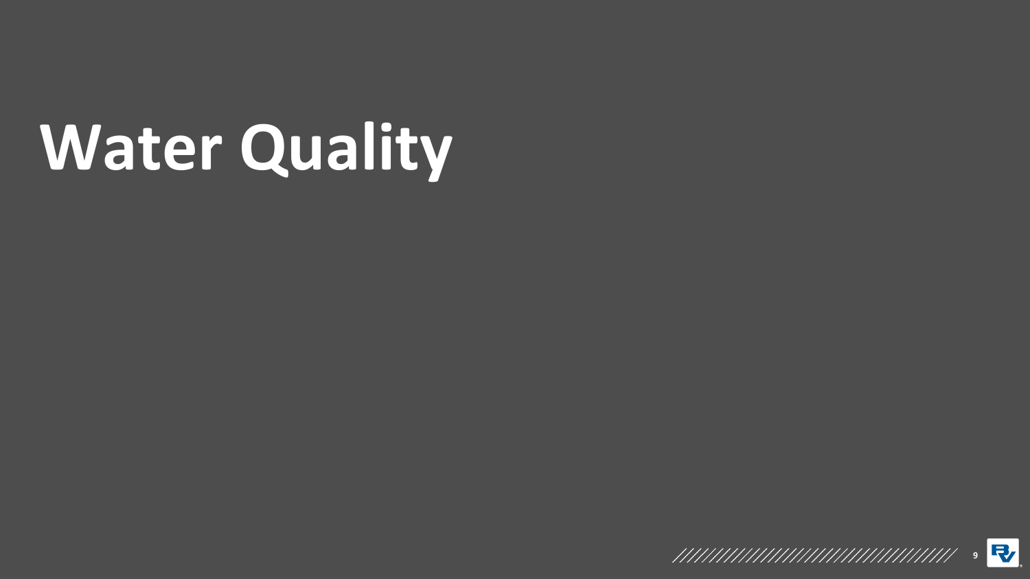# Water Quality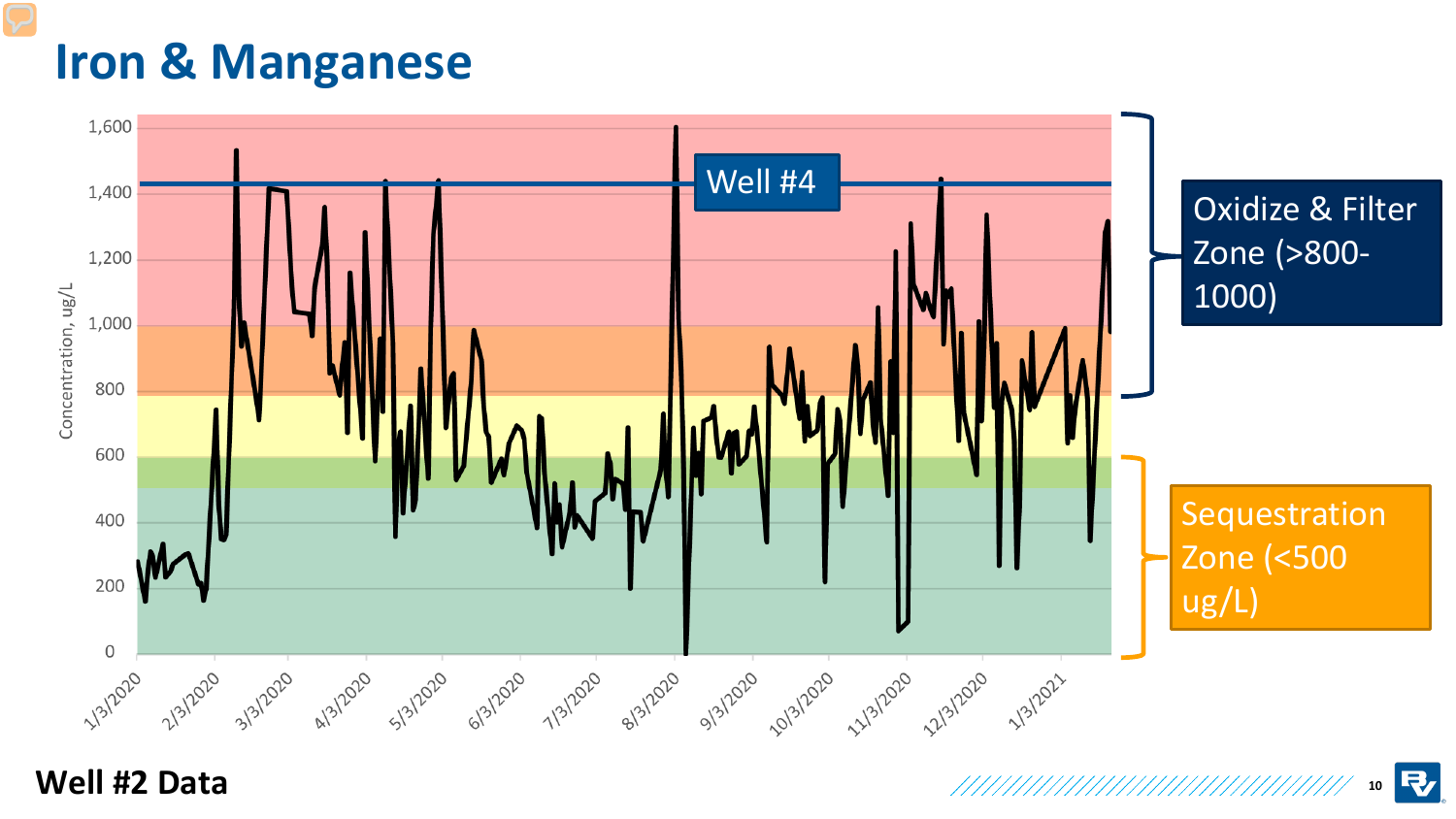# Iron & Manganese

Concentration, ug/L

1,600
1,400
1,200
1,000
800
600
400
200
0

1/3/2020 2/3/2020 3/3/2020 4/3/2020 5/3/2020 6/3/2020 7/3/2020 8/3/2020 9/3/2020 10/3/2020 11/3/2020 12/3/2020 1/3/2021

Well #4

Oxidize & Filter Zone (>800-1000)

Sequestration Zone (<500 ug/L)

**Well #2 Data**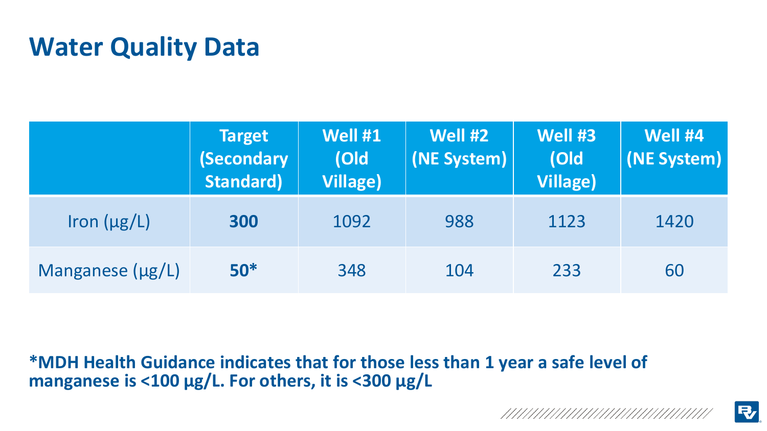# Water Quality Data

| | Target (Secondary Standard) | Well #1 (Old Village) | Well #2 (NE System) | Well #3 (Old Village) | Well #4 (NE System) |
|---|---|---|---|---|---|
| Iron (µg/L) | **300** | 1092 | 988 | 1123 | 1420 |
| Manganese (µg/L) | **50*** | 348 | 104 | 233 | 60 |

**\*MDH Health Guidance indicates that for those less than 1 year a safe level of manganese is <100 µg/L. For others, it is <300 µg/L**